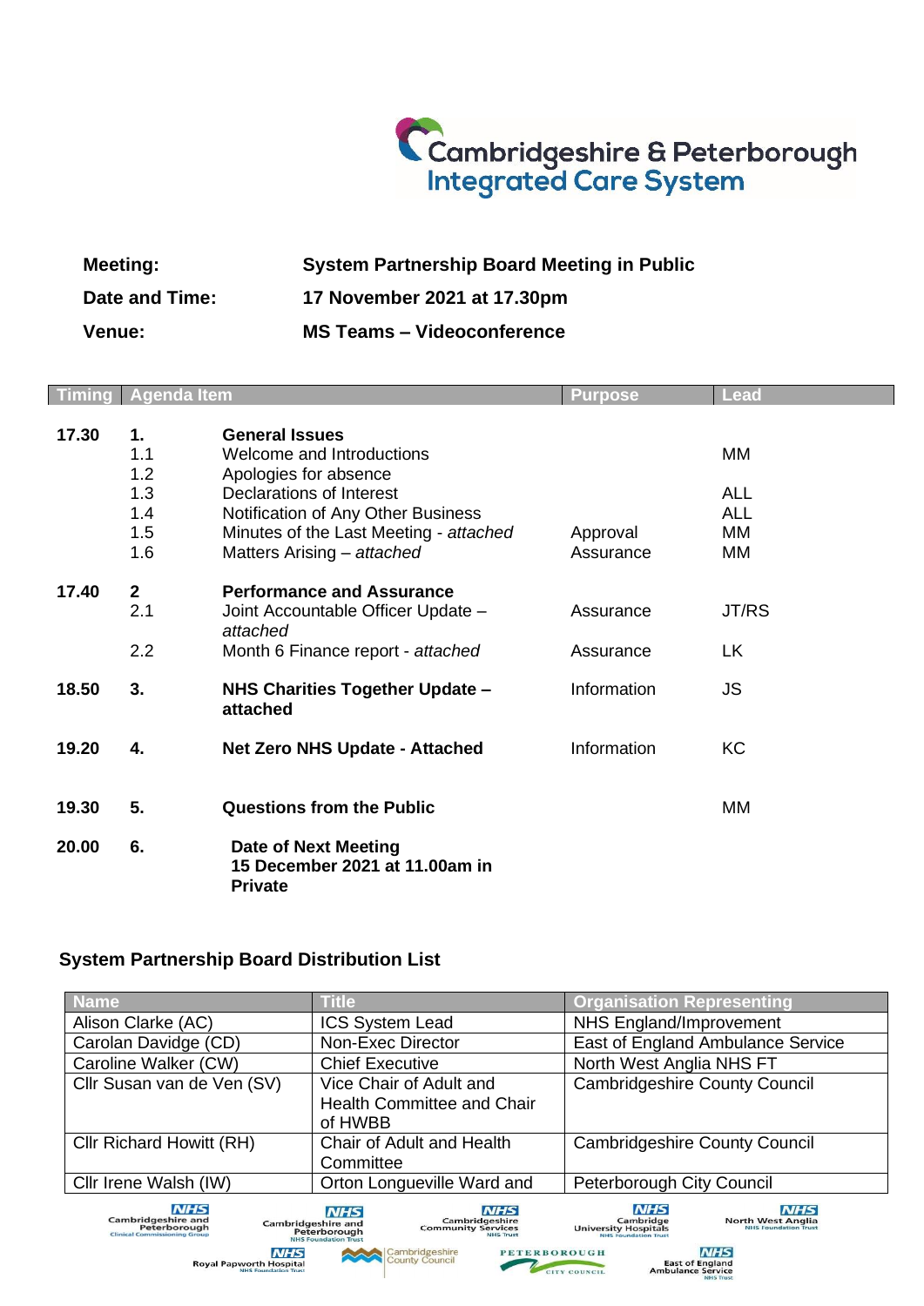# Cambridgeshire & Peterborough Integrated Care System

**Meeting:** **System Partnership Board Meeting in Public**

**Date and Time:** **17 November 2021 at 17.30pm**

**Venue:** **MS Teams – Videoconference**

| Timing | Agenda Item | | Purpose | Lead |
|---|---|---|---|---|
| 17.30 | **1.** | **General Issues** | | |
| | 1.1 | Welcome and Introductions | | MM |
| | 1.2 | Apologies for absence | | |
| | 1.3 | Declarations of Interest | | ALL |
| | 1.4 | Notification of Any Other Business | | ALL |
| | 1.5 | Minutes of the Last Meeting - *attached* | Approval | MM |
| | 1.6 | Matters Arising – *attached* | Assurance | MM |
| 17.40 | **2** | **Performance and Assurance** | | |
| | 2.1 | Joint Accountable Officer Update – *attached* | Assurance | JT/RS |
| | 2.2 | Month 6 Finance report - *attached* | Assurance | LK |
| 18.50 | **3.** | **NHS Charities Together Update – attached** | Information | JS |
| 19.20 | **4.** | **Net Zero NHS Update - Attached** | Information | KC |
| 19.30 | **5.** | **Questions from the Public** | | MM |
| 20.00 | **6.** | **Date of Next Meeting 15 December 2021 at 11.00am in Private** | | |

## System Partnership Board Distribution List

| Name | Title | Organisation Representing |
|---|---|---|
| Alison Clarke (AC) | ICS System Lead | NHS England/Improvement |
| Carolan Davidge (CD) | Non-Exec Director | East of England Ambulance Service |
| Caroline Walker (CW) | Chief Executive | North West Anglia NHS FT |
| Cllr Susan van de Ven (SV) | Vice Chair of Adult and Health Committee and Chair of HWBB | Cambridgeshire County Council |
| Cllr Richard Howitt (RH) | Chair of Adult and Health Committee | Cambridgeshire County Council |
| Cllr Irene Walsh (IW) | Orton Longueville Ward and | Peterborough City Council |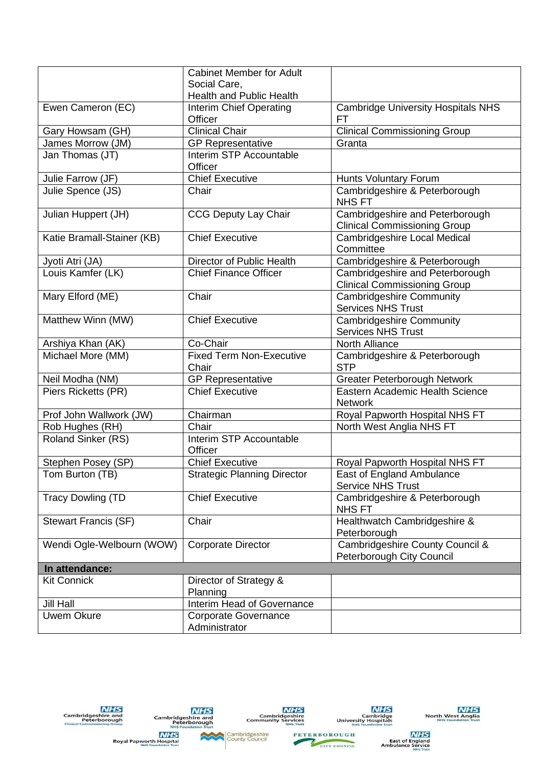| | | |
|---|---|---|
| | Cabinet Member for Adult Social Care, Health and Public Health | |
| Ewen Cameron (EC) | Interim Chief Operating Officer | Cambridge University Hospitals NHS FT |
| Gary Howsam (GH) | Clinical Chair | Clinical Commissioning Group |
| James Morrow (JM) | GP Representative | Granta |
| Jan Thomas (JT) | Interim STP Accountable Officer | |
| Julie Farrow (JF) | Chief Executive | Hunts Voluntary Forum |
| Julie Spence (JS) | Chair | Cambridgeshire & Peterborough NHS FT |
| Julian Huppert (JH) | CCG Deputy Lay Chair | Cambridgeshire and Peterborough Clinical Commissioning Group |
| Katie Bramall-Stainer (KB) | Chief Executive | Cambridgeshire Local Medical Committee |
| Jyoti Atri (JA) | Director of Public Health | Cambridgeshire & Peterborough |
| Louis Kamfer (LK) | Chief Finance Officer | Cambridgeshire and Peterborough Clinical Commissioning Group |
| Mary Elford (ME) | Chair | Cambridgeshire Community Services NHS Trust |
| Matthew Winn (MW) | Chief Executive | Cambridgeshire Community Services NHS Trust |
| Arshiya Khan (AK) | Co-Chair | North Alliance |
| Michael More (MM) | Fixed Term Non-Executive Chair | Cambridgeshire & Peterborough STP |
| Neil Modha (NM) | GP Representative | Greater Peterborough Network |
| Piers Ricketts (PR) | Chief Executive | Eastern Academic Health Science Network |
| Prof John Wallwork (JW) | Chairman | Royal Papworth Hospital NHS FT |
| Rob Hughes (RH) | Chair | North West Anglia NHS FT |
| Roland Sinker (RS) | Interim STP Accountable Officer | |
| Stephen Posey (SP) | Chief Executive | Royal Papworth Hospital NHS FT |
| Tom Burton (TB) | Strategic Planning Director | East of England Ambulance Service NHS Trust |
| Tracy Dowling (TD | Chief Executive | Cambridgeshire & Peterborough NHS FT |
| Stewart Francis (SF) | Chair | Healthwatch Cambridgeshire & Peterborough |
| Wendi Ogle-Welbourn (WOW) | Corporate Director | Cambridgeshire County Council & Peterborough City Council |
| **In attendance:** | | |
| Kit Connick | Director of Strategy & Planning | |
| Jill Hall | Interim Head of Governance | |
| Uwem Okure | Corporate Governance Administrator | |